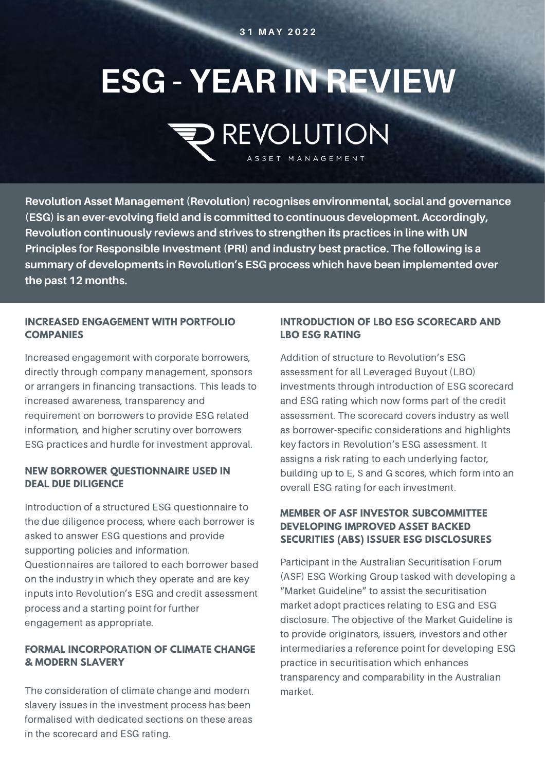31 MAY 2022

# ESG - YEAR IN REVIEW

REVOLUTION
ASSET MANAGEMENT

**Revolution Asset Management (Revolution) recognises environmental, social and governance (ESG) is an ever-evolving field and is committed to continuous development. Accordingly, Revolution continuously reviews and strives to strengthen its practices in line with UN Principles for Responsible Investment (PRI) and industry best practice. The following is a summary of developments in Revolution's ESG process which have been implemented over the past 12 months.**

### INCREASED ENGAGEMENT WITH PORTFOLIO COMPANIES

Increased engagement with corporate borrowers, directly through company management, sponsors or arrangers in financing transactions. This leads to increased awareness, transparency and requirement on borrowers to provide ESG related information, and higher scrutiny over borrowers ESG practices and hurdle for investment approval.

### NEW BORROWER QUESTIONNAIRE USED IN DEAL DUE DILIGENCE

Introduction of a structured ESG questionnaire to the due diligence process, where each borrower is asked to answer ESG questions and provide supporting policies and information. Questionnaires are tailored to each borrower based on the industry in which they operate and are key inputs into Revolution's ESG and credit assessment process and a starting point for further engagement as appropriate.

### FORMAL INCORPORATION OF CLIMATE CHANGE & MODERN SLAVERY

The consideration of climate change and modern slavery issues in the investment process has been formalised with dedicated sections on these areas in the scorecard and ESG rating.

### INTRODUCTION OF LBO ESG SCORECARD AND LBO ESG RATING

Addition of structure to Revolution's ESG assessment for all Leveraged Buyout (LBO) investments through introduction of ESG scorecard and ESG rating which now forms part of the credit assessment. The scorecard covers industry as well as borrower-specific considerations and highlights key factors in Revolution's ESG assessment. It assigns a risk rating to each underlying factor, building up to E, S and G scores, which form into an overall ESG rating for each investment.

### MEMBER OF ASF INVESTOR SUBCOMMITTEE DEVELOPING IMPROVED ASSET BACKED SECURITIES (ABS) ISSUER ESG DISCLOSURES

Participant in the Australian Securitisation Forum (ASF) ESG Working Group tasked with developing a "Market Guideline" to assist the securitisation market adopt practices relating to ESG and ESG disclosure. The objective of the Market Guideline is to provide originators, issuers, investors and other intermediaries a reference point for developing ESG practice in securitisation which enhances transparency and comparability in the Australian market.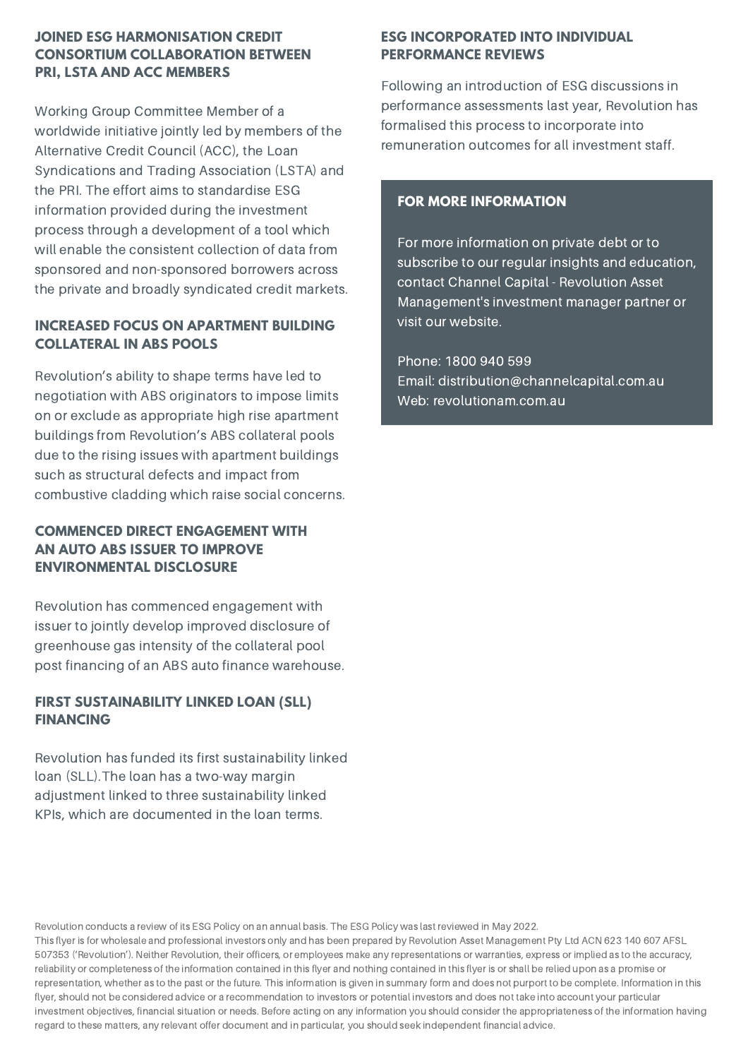### JOINED ESG HARMONISATION CREDIT CONSORTIUM COLLABORATION BETWEEN PRI, LSTA AND ACC MEMBERS

Working Group Committee Member of a worldwide initiative jointly led by members of the Alternative Credit Council (ACC), the Loan Syndications and Trading Association (LSTA) and the PRI. The effort aims to standardise ESG information provided during the investment process through a development of a tool which will enable the consistent collection of data from sponsored and non-sponsored borrowers across the private and broadly syndicated credit markets.

### INCREASED FOCUS ON APARTMENT BUILDING COLLATERAL IN ABS POOLS

Revolution's ability to shape terms have led to negotiation with ABS originators to impose limits on or exclude as appropriate high rise apartment buildings from Revolution's ABS collateral pools due to the rising issues with apartment buildings such as structural defects and impact from combustive cladding which raise social concerns.

### COMMENCED DIRECT ENGAGEMENT WITH AN AUTO ABS ISSUER TO IMPROVE ENVIRONMENTAL DISCLOSURE

Revolution has commenced engagement with issuer to jointly develop improved disclosure of greenhouse gas intensity of the collateral pool post financing of an ABS auto finance warehouse.

### FIRST SUSTAINABILITY LINKED LOAN (SLL) FINANCING

Revolution has funded its first sustainability linked loan (SLL).The loan has a two-way margin adjustment linked to three sustainability linked KPIs, which are documented in the loan terms.

### ESG INCORPORATED INTO INDIVIDUAL PERFORMANCE REVIEWS

Following an introduction of ESG discussions in performance assessments last year, Revolution has formalised this process to incorporate into remuneration outcomes for all investment staff.

### FOR MORE INFORMATION

For more information on private debt or to subscribe to our regular insights and education, contact Channel Capital - Revolution Asset Management's investment manager partner or visit our website.

Phone: 1800 940 599
Email: distribution@channelcapital.com.au
Web: revolutionam.com.au

Revolution conducts a review of its ESG Policy on an annual basis. The ESG Policy was last reviewed in May 2022.
This flyer is for wholesale and professional investors only and has been prepared by Revolution Asset Management Pty Ltd ACN 623 140 607 AFSL 507353 ('Revolution'). Neither Revolution, their officers, or employees make any representations or warranties, express or implied as to the accuracy, reliability or completeness of the information contained in this flyer and nothing contained in this flyer is or shall be relied upon as a promise or representation, whether as to the past or the future. This information is given in summary form and does not purport to be complete. Information in this flyer, should not be considered advice or a recommendation to investors or potential investors and does not take into account your particular investment objectives, financial situation or needs. Before acting on any information you should consider the appropriateness of the information having regard to these matters, any relevant offer document and in particular, you should seek independent financial advice.